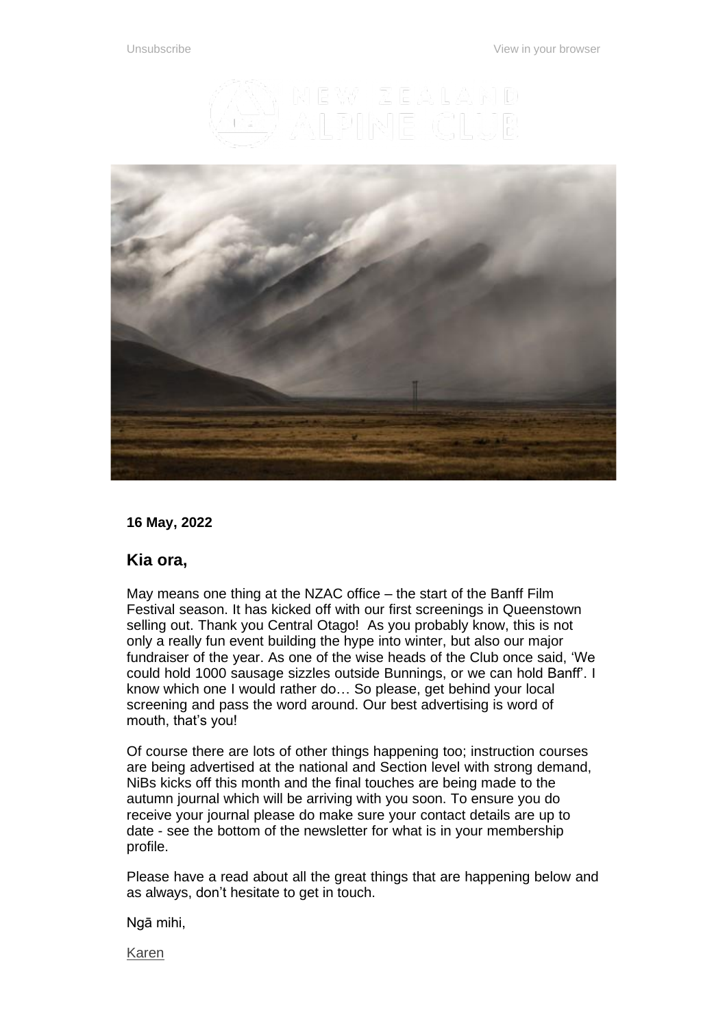Unsubscribe View in your browser

16 May, 2022

## Kia ora,

May means one thing at the NZAC office – the start of the Banff Film Festival season. It has kicked off with our first screenings in Queenstown selling out. Thank you Central Otago! As you probably know, this is not only a really fun event building the hype into winter, but also our major fundraiser of the year. As one of the wise heads of the Club once said, 'We could hold 1000 sausage sizzles outside Bunnings, or we can hold Banff'. I know which one I would rather do… So please, get behind your local screening and pass the word around. Our best advertising is word of mouth, that's you!

Of course there are lots of other things happening too; instruction courses are being advertised at the national and Section level with strong demand, NiBs kicks off this month and the final touches are being made to the autumn journal which will be arriving with you soon. To ensure you do receive your journal please do make sure your contact details are up to date - see the bottom of the newsletter for what is in your membership profile.

Please have a read about all the great things that are happening below and as always, don't hesitate to get in touch.

Ngā mihi,

Karen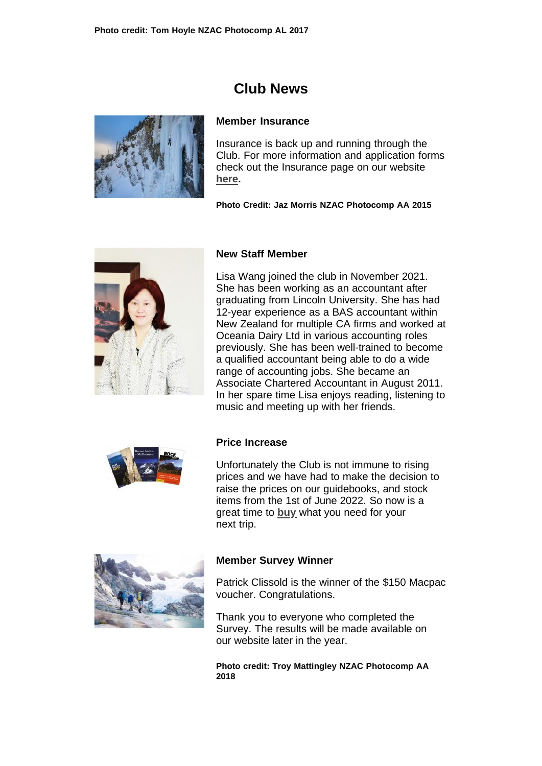**Photo credit: Tom Hoyle NZAC Photocomp AL 2017**

## Club News

### Member Insurance

Insurance is back up and running through the Club. For more information and application forms check out the Insurance page on our website **here**.

**Photo Credit: Jaz Morris NZAC Photocomp AA 2015**

### New Staff Member

Lisa Wang joined the club in November 2021. She has been working as an accountant after graduating from Lincoln University. She has had 12-year experience as a BAS accountant within New Zealand for multiple CA firms and worked at Oceania Dairy Ltd in various accounting roles previously. She has been well-trained to become a qualified accountant being able to do a wide range of accounting jobs. She became an Associate Chartered Accountant in August 2011. In her spare time Lisa enjoys reading, listening to music and meeting up with her friends.

### Price Increase

Unfortunately the Club is not immune to rising prices and we have had to make the decision to raise the prices on our guidebooks, and stock items from the 1st of June 2022. So now is a great time to **buy** what you need for your next trip.

### Member Survey Winner

Patrick Clissold is the winner of the $150 Macpac voucher. Congratulations.

Thank you to everyone who completed the Survey. The results will be made available on our website later in the year.

**Photo credit: Troy Mattingley NZAC Photocomp AA 2018**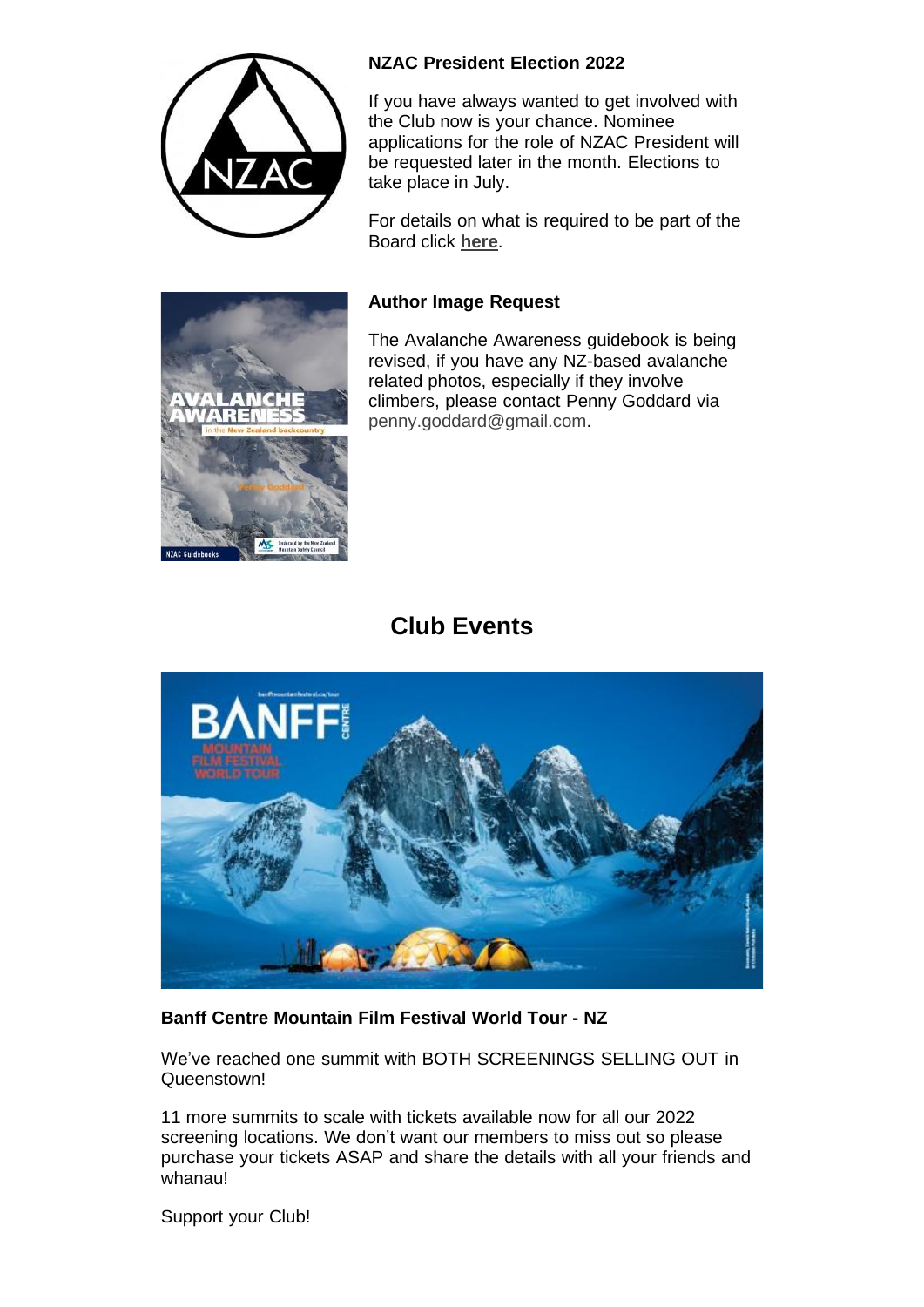**NZAC President Election 2022**

If you have always wanted to get involved with the Club now is your chance. Nominee applications for the role of NZAC President will be requested later in the month. Elections to take place in July.

For details on what is required to be part of the Board click **here**.

**Author Image Request**

The Avalanche Awareness guidebook is being revised, if you have any NZ-based avalanche related photos, especially if they involve climbers, please contact Penny Goddard via penny.goddard@gmail.com.

## Club Events

**Banff Centre Mountain Film Festival World Tour - NZ**

We've reached one summit with BOTH SCREENINGS SELLING OUT in Queenstown!

11 more summits to scale with tickets available now for all our 2022 screening locations. We don't want our members to miss out so please purchase your tickets ASAP and share the details with all your friends and whanau!

Support your Club!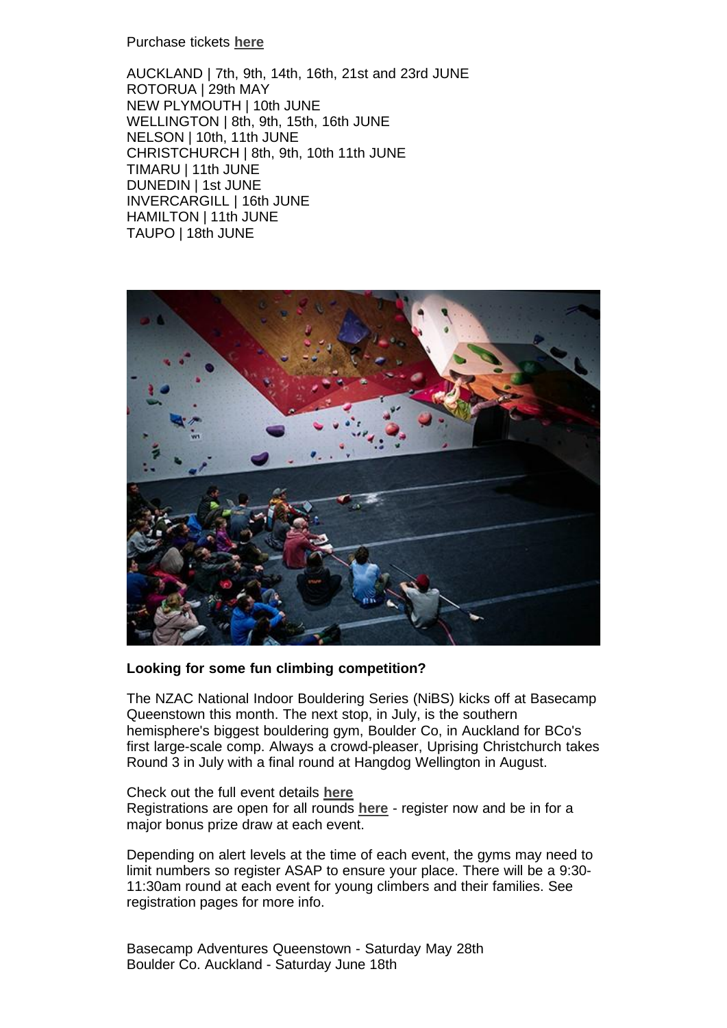Purchase tickets **here**

AUCKLAND | 7th, 9th, 14th, 16th, 21st and 23rd JUNE
ROTORUA | 29th MAY
NEW PLYMOUTH | 10th JUNE
WELLINGTON | 8th, 9th, 15th, 16th JUNE
NELSON | 10th, 11th JUNE
CHRISTCHURCH | 8th, 9th, 10th 11th JUNE
TIMARU | 11th JUNE
DUNEDIN | 1st JUNE
INVERCARGILL | 16th JUNE
HAMILTON | 11th JUNE
TAUPO | 18th JUNE

**Looking for some fun climbing competition?**

The NZAC National Indoor Bouldering Series (NiBS) kicks off at Basecamp Queenstown this month. The next stop, in July, is the southern hemisphere's biggest bouldering gym, Boulder Co, in Auckland for BCo's first large-scale comp. Always a crowd-pleaser, Uprising Christchurch takes Round 3 in July with a final round at Hangdog Wellington in August.

Check out the full event details **here**
Registrations are open for all rounds **here** - register now and be in for a major bonus prize draw at each event.

Depending on alert levels at the time of each event, the gyms may need to limit numbers so register ASAP to ensure your place. There will be a 9:30-11:30am round at each event for young climbers and their families. See registration pages for more info.

Basecamp Adventures Queenstown - Saturday May 28th
Boulder Co. Auckland - Saturday June 18th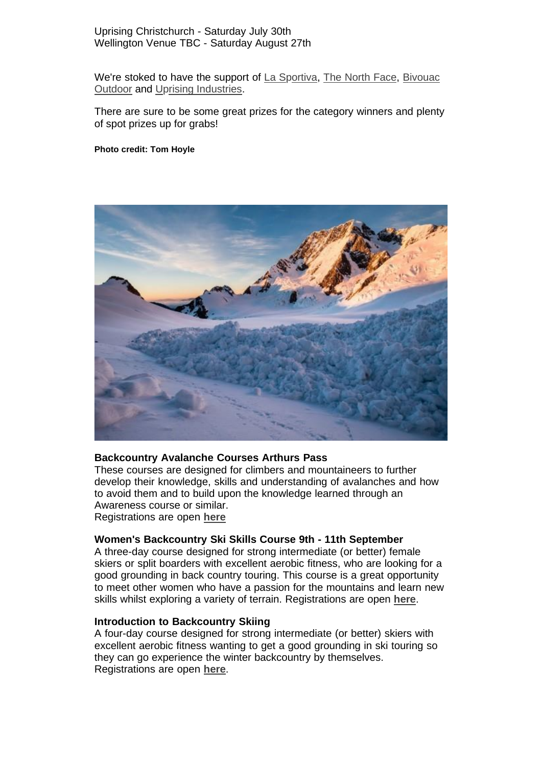Uprising Christchurch - Saturday July 30th
Wellington Venue TBC - Saturday August 27th

We're stoked to have the support of La Sportiva, The North Face, Bivouac Outdoor and Uprising Industries.

There are sure to be some great prizes for the category winners and plenty of spot prizes up for grabs!

**Photo credit: Tom Hoyle**

**Backcountry Avalanche Courses Arthurs Pass**
These courses are designed for climbers and mountaineers to further develop their knowledge, skills and understanding of avalanches and how to avoid them and to build upon the knowledge learned through an Awareness course or similar.
Registrations are open **here**

**Women's Backcountry Ski Skills Course 9th - 11th September**
A three-day course designed for strong intermediate (or better) female skiers or split boarders with excellent aerobic fitness, who are looking for a good grounding in back country touring. This course is a great opportunity to meet other women who have a passion for the mountains and learn new skills whilst exploring a variety of terrain. Registrations are open **here**.

**Introduction to Backcountry Skiing**
A four-day course designed for strong intermediate (or better) skiers with excellent aerobic fitness wanting to get a good grounding in ski touring so they can go experience the winter backcountry by themselves.
Registrations are open **here**.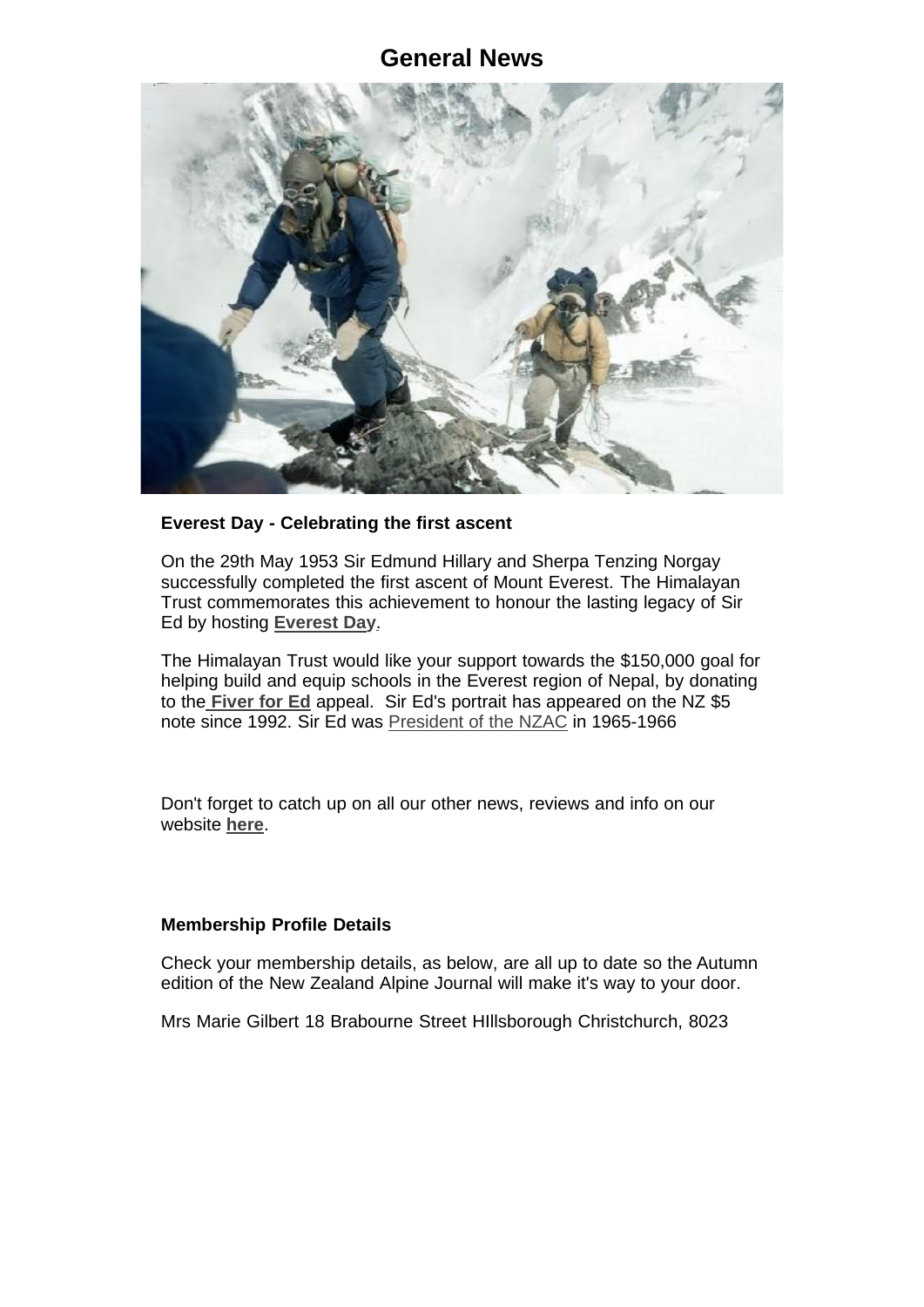# General News

**Everest Day - Celebrating the first ascent**

On the 29th May 1953 Sir Edmund Hillary and Sherpa Tenzing Norgay successfully completed the first ascent of Mount Everest. The Himalayan Trust commemorates this achievement to honour the lasting legacy of Sir Ed by hosting **Everest Day**.

The Himalayan Trust would like your support towards the $150,000 goal for helping build and equip schools in the Everest region of Nepal, by donating to the **Fiver for Ed** appeal. Sir Ed's portrait has appeared on the NZ $5 note since 1992. Sir Ed was President of the NZAC in 1965-1966

Don't forget to catch up on all our other news, reviews and info on our website **here**.

**Membership Profile Details**

Check your membership details, as below, are all up to date so the Autumn edition of the New Zealand Alpine Journal will make it's way to your door.

Mrs Marie Gilbert 18 Brabourne Street HIllsborough Christchurch, 8023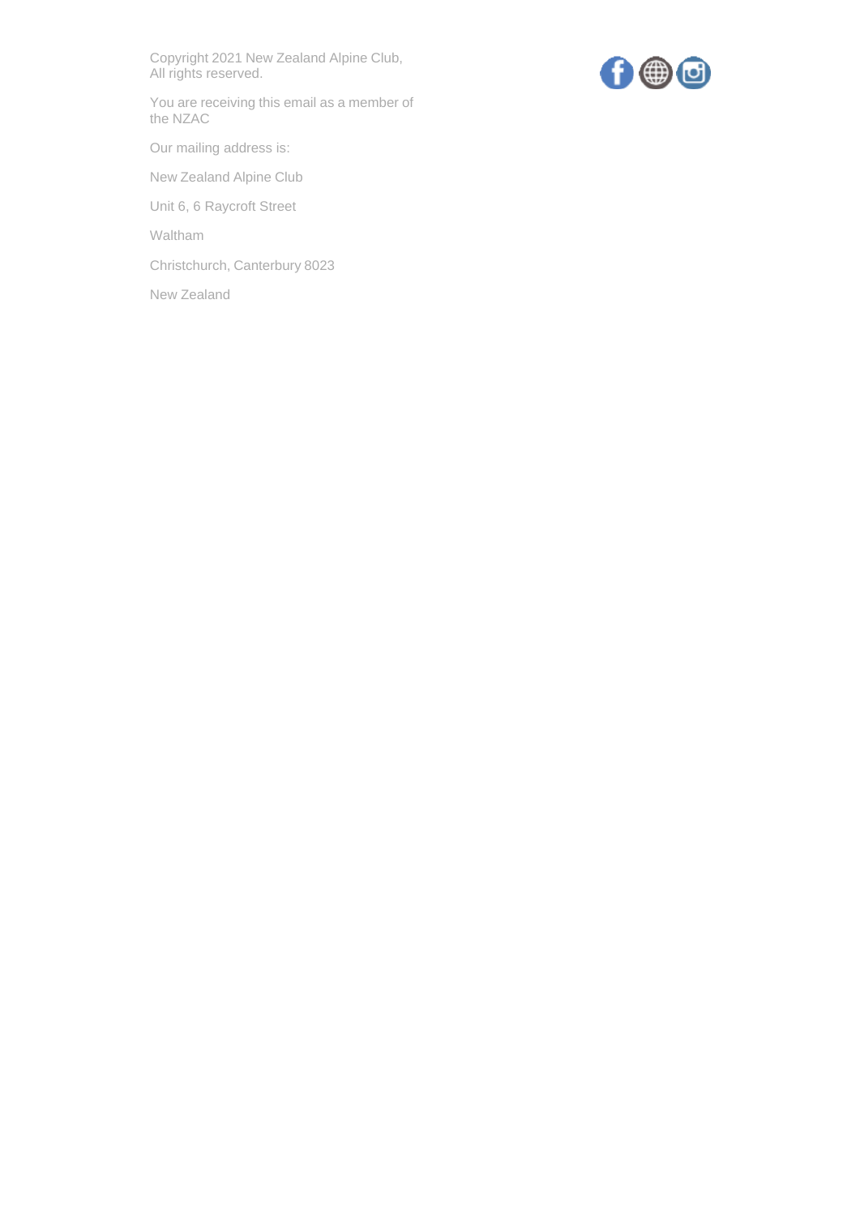Copyright 2021 New Zealand Alpine Club,
All rights reserved.

You are receiving this email as a member of the NZAC

Our mailing address is:

New Zealand Alpine Club

Unit 6, 6 Raycroft Street

Waltham

Christchurch, Canterbury 8023

New Zealand